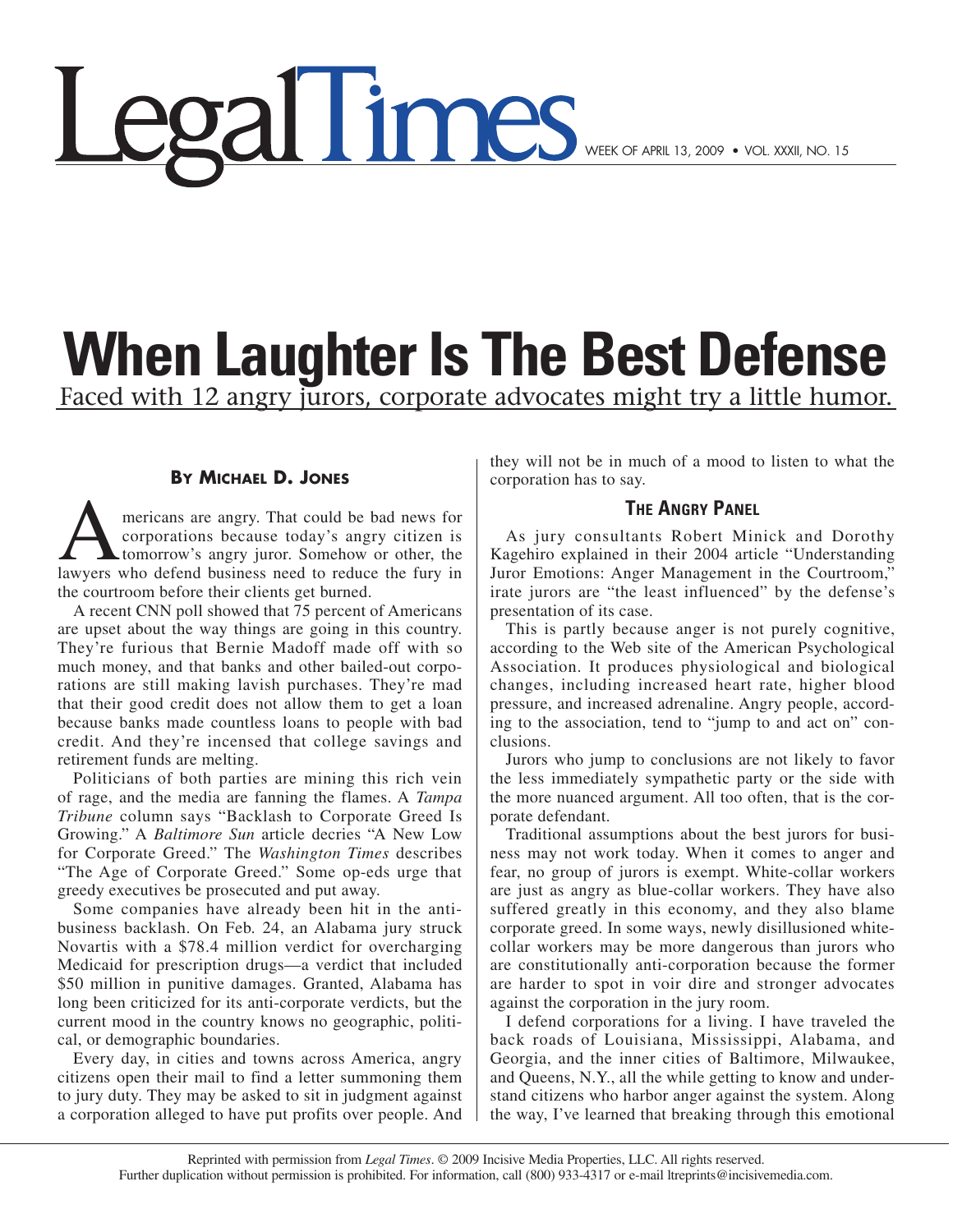# When Laughter Is The Best Defense

Faced with 12 angry jurors, corporate advocates might try a little humor.

**By Michael D. Jones**

Americans are angry. That could be bad news for corporations because today's angry citizen is tomorrow's angry juror. Somehow or other, the lawyers who defend business need to reduce the fury in the courtroom before their clients get burned.

A recent CNN poll showed that 75 percent of Americans are upset about the way things are going in this country. They're furious that Bernie Madoff made off with so much money, and that banks and other bailed-out corporations are still making lavish purchases. They're mad that their good credit does not allow them to get a loan because banks made countless loans to people with bad credit. And they're incensed that college savings and retirement funds are melting.

Politicians of both parties are mining this rich vein of rage, and the media are fanning the flames. A *Tampa Tribune* column says "Backlash to Corporate Greed Is Growing." A *Baltimore Sun* article decries "A New Low for Corporate Greed." The *Washington Times* describes "The Age of Corporate Greed." Some op-eds urge that greedy executives be prosecuted and put away.

Some companies have already been hit in the anti-business backlash. On Feb. 24, an Alabama jury struck Novartis with a $78.4 million verdict for overcharging Medicaid for prescription drugs—a verdict that included $50 million in punitive damages. Granted, Alabama has long been criticized for its anti-corporate verdicts, but the current mood in the country knows no geographic, political, or demographic boundaries.

Every day, in cities and towns across America, angry citizens open their mail to find a letter summoning them to jury duty. They may be asked to sit in judgment against a corporation alleged to have put profits over people. And they will not be in much of a mood to listen to what the corporation has to say.

## The Angry Panel

As jury consultants Robert Minick and Dorothy Kagehiro explained in their 2004 article "Understanding Juror Emotions: Anger Management in the Courtroom," irate jurors are "the least influenced" by the defense's presentation of its case.

This is partly because anger is not purely cognitive, according to the Web site of the American Psychological Association. It produces physiological and biological changes, including increased heart rate, higher blood pressure, and increased adrenaline. Angry people, according to the association, tend to "jump to and act on" conclusions.

Jurors who jump to conclusions are not likely to favor the less immediately sympathetic party or the side with the more nuanced argument. All too often, that is the corporate defendant.

Traditional assumptions about the best jurors for business may not work today. When it comes to anger and fear, no group of jurors is exempt. White-collar workers are just as angry as blue-collar workers. They have also suffered greatly in this economy, and they also blame corporate greed. In some ways, newly disillusioned white-collar workers may be more dangerous than jurors who are constitutionally anti-corporation because the former are harder to spot in voir dire and stronger advocates against the corporation in the jury room.

I defend corporations for a living. I have traveled the back roads of Louisiana, Mississippi, Alabama, and Georgia, and the inner cities of Baltimore, Milwaukee, and Queens, N.Y., all the while getting to know and understand citizens who harbor anger against the system. Along the way, I've learned that breaking through this emotional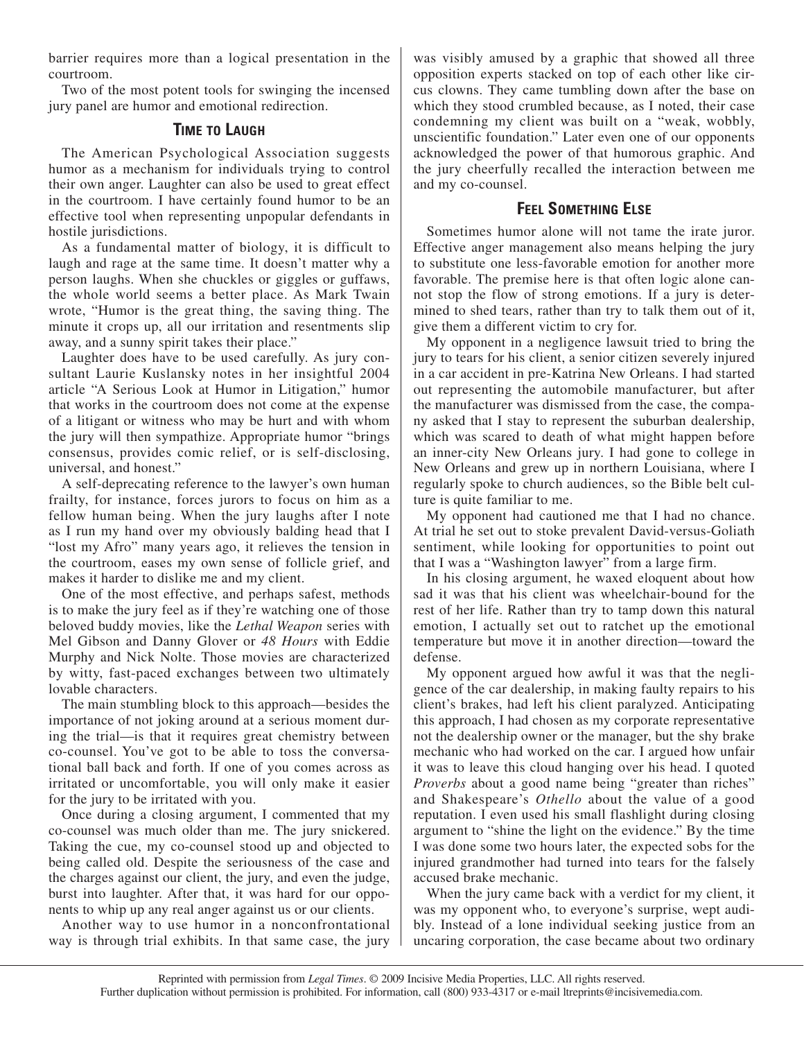barrier requires more than a logical presentation in the courtroom.

Two of the most potent tools for swinging the incensed jury panel are humor and emotional redirection.

## TIME TO LAUGH

The American Psychological Association suggests humor as a mechanism for individuals trying to control their own anger. Laughter can also be used to great effect in the courtroom. I have certainly found humor to be an effective tool when representing unpopular defendants in hostile jurisdictions.

As a fundamental matter of biology, it is difficult to laugh and rage at the same time. It doesn't matter why a person laughs. When she chuckles or giggles or guffaws, the whole world seems a better place. As Mark Twain wrote, "Humor is the great thing, the saving thing. The minute it crops up, all our irritation and resentments slip away, and a sunny spirit takes their place."

Laughter does have to be used carefully. As jury consultant Laurie Kuslansky notes in her insightful 2004 article "A Serious Look at Humor in Litigation," humor that works in the courtroom does not come at the expense of a litigant or witness who may be hurt and with whom the jury will then sympathize. Appropriate humor "brings consensus, provides comic relief, or is self-disclosing, universal, and honest."

A self-deprecating reference to the lawyer's own human frailty, for instance, forces jurors to focus on him as a fellow human being. When the jury laughs after I note as I run my hand over my obviously balding head that I "lost my Afro" many years ago, it relieves the tension in the courtroom, eases my own sense of follicle grief, and makes it harder to dislike me and my client.

One of the most effective, and perhaps safest, methods is to make the jury feel as if they're watching one of those beloved buddy movies, like the *Lethal Weapon* series with Mel Gibson and Danny Glover or *48 Hours* with Eddie Murphy and Nick Nolte. Those movies are characterized by witty, fast-paced exchanges between two ultimately lovable characters.

The main stumbling block to this approach—besides the importance of not joking around at a serious moment during the trial—is that it requires great chemistry between co-counsel. You've got to be able to toss the conversational ball back and forth. If one of you comes across as irritated or uncomfortable, you will only make it easier for the jury to be irritated with you.

Once during a closing argument, I commented that my co-counsel was much older than me. The jury snickered. Taking the cue, my co-counsel stood up and objected to being called old. Despite the seriousness of the case and the charges against our client, the jury, and even the judge, burst into laughter. After that, it was hard for our opponents to whip up any real anger against us or our clients.

Another way to use humor in a nonconfrontational way is through trial exhibits. In that same case, the jury was visibly amused by a graphic that showed all three opposition experts stacked on top of each other like circus clowns. They came tumbling down after the base on which they stood crumbled because, as I noted, their case condemning my client was built on a "weak, wobbly, unscientific foundation." Later even one of our opponents acknowledged the power of that humorous graphic. And the jury cheerfully recalled the interaction between me and my co-counsel.

## FEEL SOMETHING ELSE

Sometimes humor alone will not tame the irate juror. Effective anger management also means helping the jury to substitute one less-favorable emotion for another more favorable. The premise here is that often logic alone cannot stop the flow of strong emotions. If a jury is determined to shed tears, rather than try to talk them out of it, give them a different victim to cry for.

My opponent in a negligence lawsuit tried to bring the jury to tears for his client, a senior citizen severely injured in a car accident in pre-Katrina New Orleans. I had started out representing the automobile manufacturer, but after the manufacturer was dismissed from the case, the company asked that I stay to represent the suburban dealership, which was scared to death of what might happen before an inner-city New Orleans jury. I had gone to college in New Orleans and grew up in northern Louisiana, where I regularly spoke to church audiences, so the Bible belt culture is quite familiar to me.

My opponent had cautioned me that I had no chance. At trial he set out to stoke prevalent David-versus-Goliath sentiment, while looking for opportunities to point out that I was a "Washington lawyer" from a large firm.

In his closing argument, he waxed eloquent about how sad it was that his client was wheelchair-bound for the rest of her life. Rather than try to tamp down this natural emotion, I actually set out to ratchet up the emotional temperature but move it in another direction—toward the defense.

My opponent argued how awful it was that the negligence of the car dealership, in making faulty repairs to his client's brakes, had left his client paralyzed. Anticipating this approach, I had chosen as my corporate representative not the dealership owner or the manager, but the shy brake mechanic who had worked on the car. I argued how unfair it was to leave this cloud hanging over his head. I quoted *Proverbs* about a good name being "greater than riches" and Shakespeare's *Othello* about the value of a good reputation. I even used his small flashlight during closing argument to "shine the light on the evidence." By the time I was done some two hours later, the expected sobs for the injured grandmother had turned into tears for the falsely accused brake mechanic.

When the jury came back with a verdict for my client, it was my opponent who, to everyone's surprise, wept audibly. Instead of a lone individual seeking justice from an uncaring corporation, the case became about two ordinary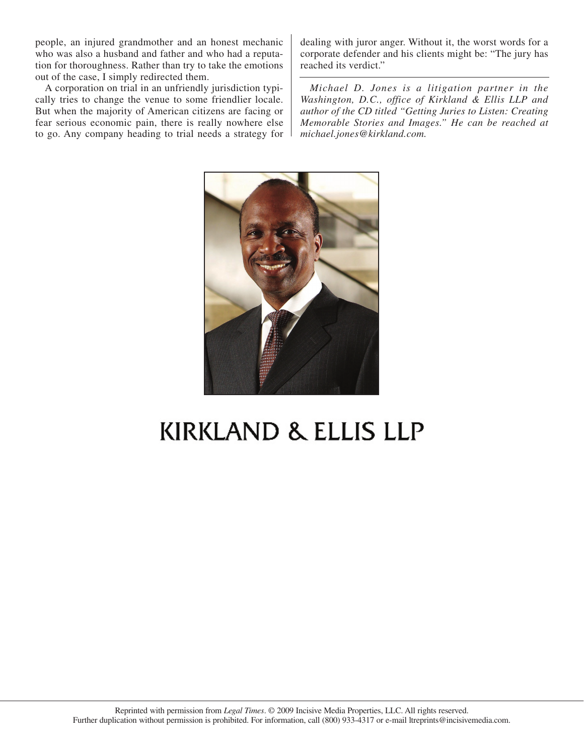people, an injured grandmother and an honest mechanic who was also a husband and father and who had a reputation for thoroughness. Rather than try to take the emotions out of the case, I simply redirected them.

A corporation on trial in an unfriendly jurisdiction typically tries to change the venue to some friendlier locale. But when the majority of American citizens are facing or fear serious economic pain, there is really nowhere else to go. Any company heading to trial needs a strategy for dealing with juror anger. Without it, the worst words for a corporate defender and his clients might be: "The jury has reached its verdict."

*Michael D. Jones is a litigation partner in the Washington, D.C., office of Kirkland & Ellis LLP and author of the CD titled "Getting Juries to Listen: Creating Memorable Stories and Images." He can be reached at michael.jones@kirkland.com.*

KIRKLAND & ELLIS LLP

Reprinted with permission from *Legal Times*. © 2009 Incisive Media Properties, LLC. All rights reserved. Further duplication without permission is prohibited. For information, call (800) 933-4317 or e-mail ltreprints@incisivemedia.com.